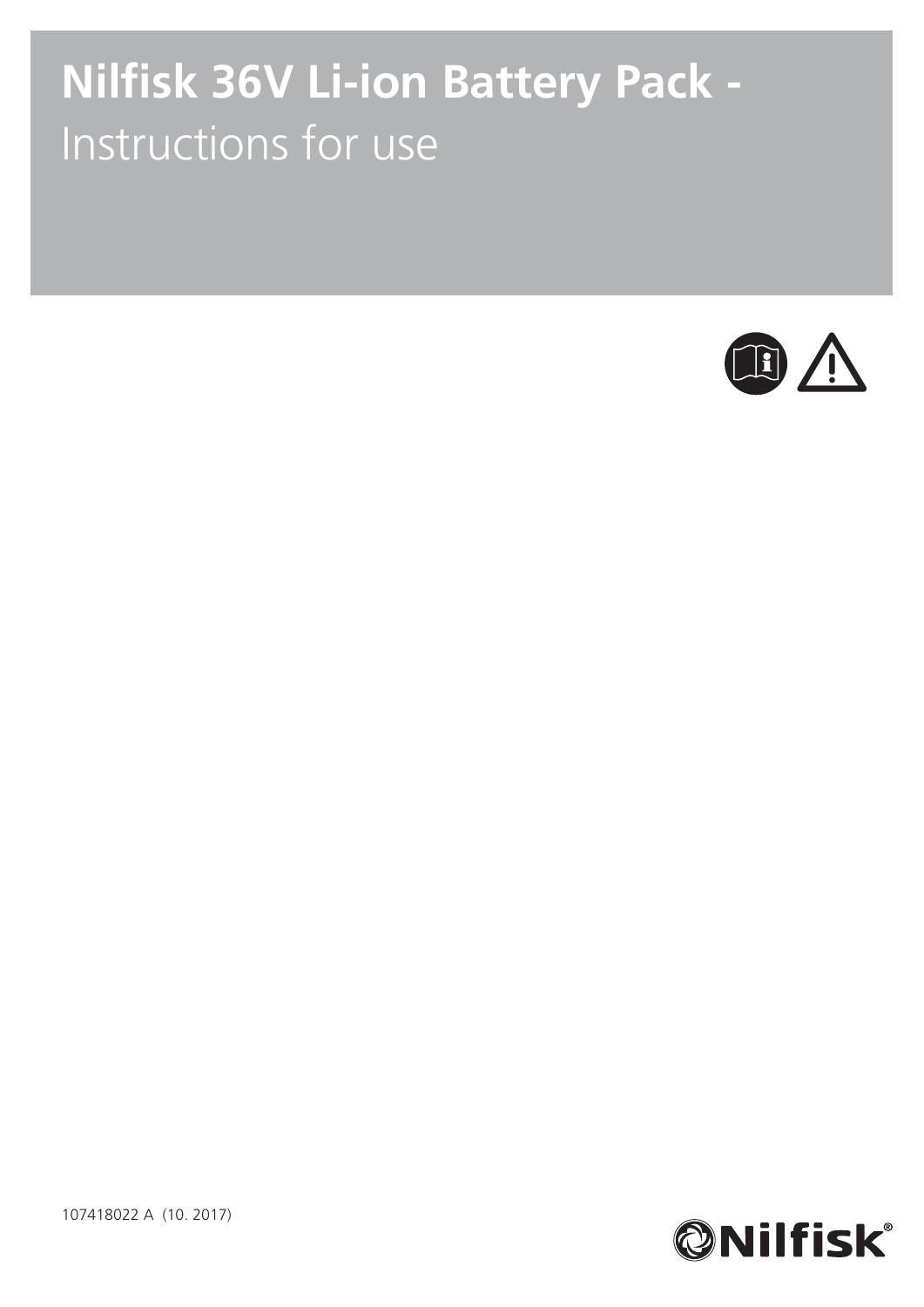# Nilfisk 36V Li-ion Battery Pack -

Instructions for use

107418022 A (10. 2017)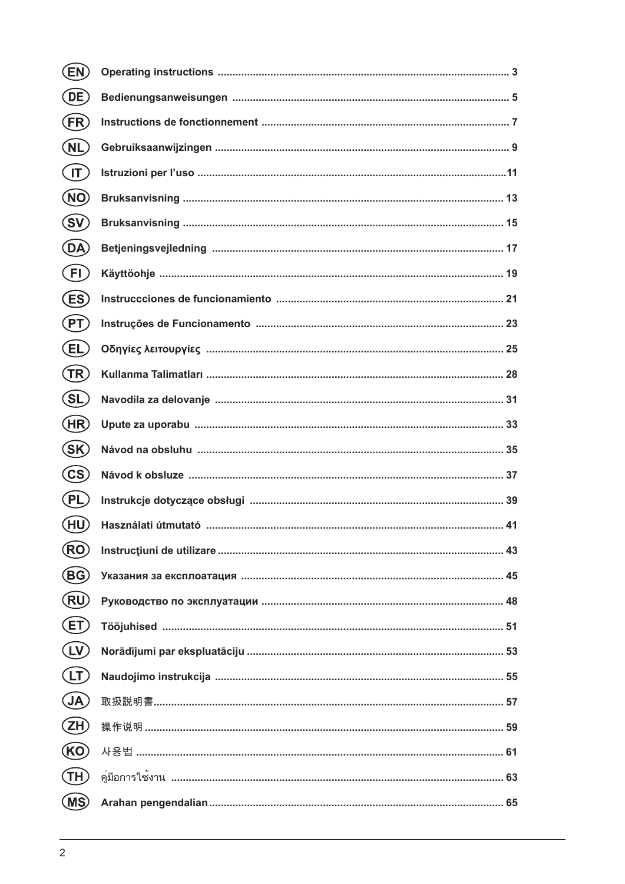| | | |
|---|---|---|
| EN | **Operating instructions** | 3 |
| DE | **Bedienungsanweisungen** | 5 |
| FR | **Instructions de fonctionnement** | 7 |
| NL | **Gebruiksaanwijzingen** | 9 |
| IT | **Istruzioni per l'uso** | 11 |
| NO | **Bruksanvisning** | 13 |
| SV | **Bruksanvisning** | 15 |
| DA | **Betjeningsvejledning** | 17 |
| FI | **Käyttöohje** | 19 |
| ES | **Instruccciones de funcionamiento** | 21 |
| PT | **Instruções de Funcionamento** | 23 |
| EL | **Οδηγίες λειτουργίες** | 25 |
| TR | **Kullanma Talimatları** | 28 |
| SL | **Navodila za delovanje** | 31 |
| HR | **Upute za uporabu** | 33 |
| SK | **Návod na obsluhu** | 35 |
| CS | **Návod k obsluze** | 37 |
| PL | **Instrukcje dotyczące obsługi** | 39 |
| HU | **Használati útmutató** | 41 |
| RO | **Instrucţiuni de utilizare** | 43 |
| BG | **Указания за експлоатация** | 45 |
| RU | **Руководство по эксплуатации** | 48 |
| ET | **Tööjuhised** | 51 |
| LV | **Norādījumi par ekspluatāciju** | 53 |
| LT | **Naudojimo instrukcija** | 55 |
| JA | 取扱説明書 | 57 |
| ZH | 操作说明 | 59 |
| KO | 사용법 | 61 |
| TH | คู่มือการใช้งาน | 63 |
| MS | **Arahan pengendalian** | 65 |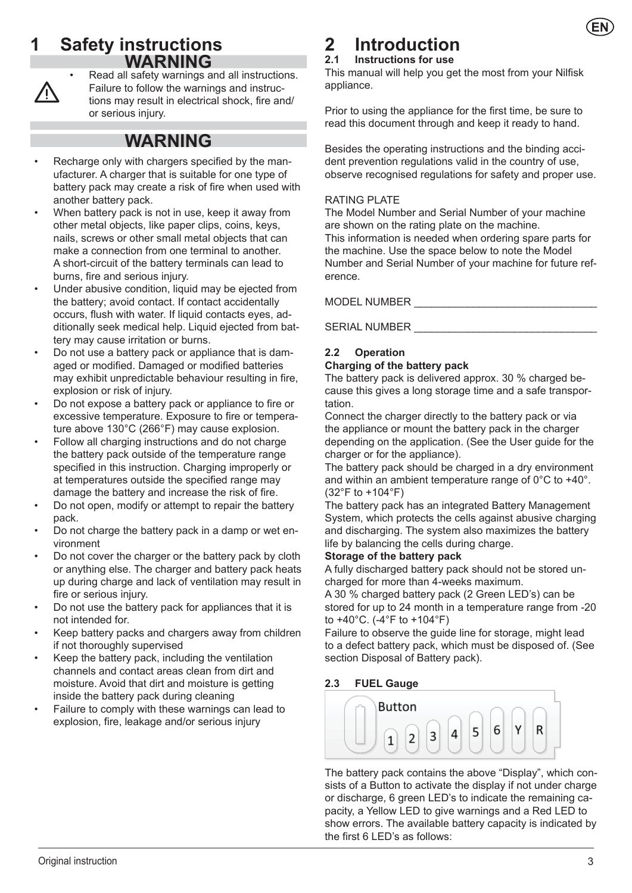# 1 Safety instructions

## WARNING

- Read all safety warnings and all instructions. Failure to follow the warnings and instructions may result in electrical shock, fire and/or serious injury.

## WARNING

- Recharge only with chargers specified by the manufacturer. A charger that is suitable for one type of battery pack may create a risk of fire when used with another battery pack.
- When battery pack is not in use, keep it away from other metal objects, like paper clips, coins, keys, nails, screws or other small metal objects that can make a connection from one terminal to another. A short-circuit of the battery terminals can lead to burns, fire and serious injury.
- Under abusive condition, liquid may be ejected from the battery; avoid contact. If contact accidentally occurs, flush with water. If liquid contacts eyes, additionally seek medical help. Liquid ejected from battery may cause irritation or burns.
- Do not use a battery pack or appliance that is damaged or modified. Damaged or modified batteries may exhibit unpredictable behaviour resulting in fire, explosion or risk of injury.
- Do not expose a battery pack or appliance to fire or excessive temperature. Exposure to fire or temperature above 130°C (266°F) may cause explosion.
- Follow all charging instructions and do not charge the battery pack outside of the temperature range specified in this instruction. Charging improperly or at temperatures outside the specified range may damage the battery and increase the risk of fire.
- Do not open, modify or attempt to repair the battery pack.
- Do not charge the battery pack in a damp or wet environment
- Do not cover the charger or the battery pack by cloth or anything else. The charger and battery pack heats up during charge and lack of ventilation may result in fire or serious injury.
- Do not use the battery pack for appliances that it is not intended for.
- Keep battery packs and chargers away from children if not thoroughly supervised
- Keep the battery pack, including the ventilation channels and contact areas clean from dirt and moisture. Avoid that dirt and moisture is getting inside the battery pack during cleaning
- Failure to comply with these warnings can lead to explosion, fire, leakage and/or serious injury

# 2 Introduction

### 2.1 Instructions for use

This manual will help you get the most from your Nilfisk appliance.

Prior to using the appliance for the first time, be sure to read this document through and keep it ready to hand.

Besides the operating instructions and the binding accident prevention regulations valid in the country of use, observe recognised regulations for safety and proper use.

RATING PLATE

The Model Number and Serial Number of your machine are shown on the rating plate on the machine. This information is needed when ordering spare parts for the machine. Use the space below to note the Model Number and Serial Number of your machine for future reference.

MODEL NUMBER ______________________________

SERIAL NUMBER ______________________________

### 2.2 Operation

**Charging of the battery pack**

The battery pack is delivered approx. 30 % charged because this gives a long storage time and a safe transportation.

Connect the charger directly to the battery pack or via the appliance or mount the battery pack in the charger depending on the application. (See the User guide for the charger or for the appliance).

The battery pack should be charged in a dry environment and within an ambient temperature range of 0°C to +40°. (32°F to +104°F)

The battery pack has an integrated Battery Management System, which protects the cells against abusive charging and discharging. The system also maximizes the battery life by balancing the cells during charge.

**Storage of the battery pack**

A fully discharged battery pack should not be stored uncharged for more than 4-weeks maximum.

A 30 % charged battery pack (2 Green LED's) can be stored for up to 24 month in a temperature range from -20 to +40°C. (-4°F to +104°F)

Failure to observe the guide line for storage, might lead to a defect battery pack, which must be disposed of. (See section Disposal of Battery pack).

### 2.3 FUEL Gauge

Button 1 2 3 4 5 6 Y R

The battery pack contains the above "Display", which consists of a Button to activate the display if not under charge or discharge, 6 green LED's to indicate the remaining capacity, a Yellow LED to give warnings and a Red LED to show errors. The available battery capacity is indicated by the first 6 LED's as follows: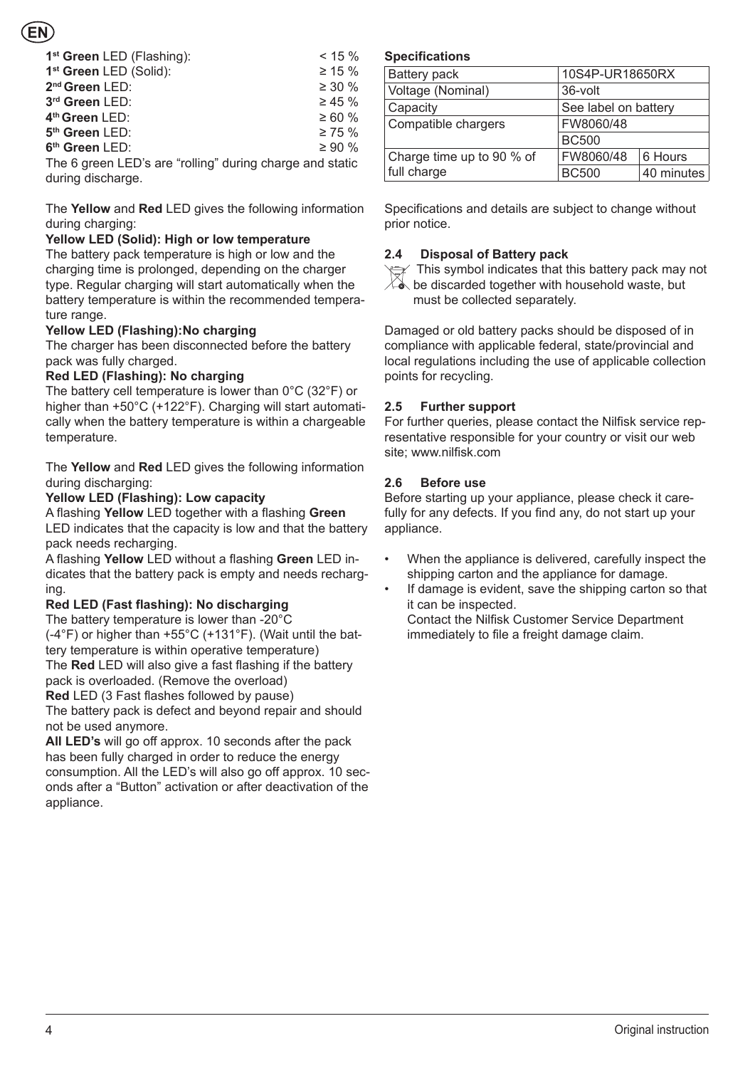**1st Green** LED (Flashing): < 15 %
**1st Green** LED (Solid): ≥ 15 %
**2nd Green** LED: ≥ 30 %
**3rd Green** LED: ≥ 45 %
**4th Green** LED: ≥ 60 %
**5th Green** LED: ≥ 75 %
**6th Green** LED: ≥ 90 %

The 6 green LED's are "rolling" during charge and static during discharge.

The **Yellow** and **Red** LED gives the following information during charging:

**Yellow LED (Solid): High or low temperature**
The battery pack temperature is high or low and the charging time is prolonged, depending on the charger type. Regular charging will start automatically when the battery temperature is within the recommended temperature range.

**Yellow LED (Flashing):No charging**
The charger has been disconnected before the battery pack was fully charged.

**Red LED (Flashing): No charging**
The battery cell temperature is lower than 0°C (32°F) or higher than +50°C (+122°F). Charging will start automatically when the battery temperature is within a chargeable temperature.

The **Yellow** and **Red** LED gives the following information during discharging:

**Yellow LED (Flashing): Low capacity**
A flashing **Yellow** LED together with a flashing **Green** LED indicates that the capacity is low and that the battery pack needs recharging.
A flashing **Yellow** LED without a flashing **Green** LED indicates that the battery pack is empty and needs recharging.

**Red LED (Fast flashing): No discharging**
The battery temperature is lower than -20°C (-4°F) or higher than +55°C (+131°F). (Wait until the battery temperature is within operative temperature)
The **Red** LED will also give a fast flashing if the battery pack is overloaded. (Remove the overload)
**Red** LED (3 Fast flashes followed by pause)
The battery pack is defect and beyond repair and should not be used anymore.
**All LED's** will go off approx. 10 seconds after the pack has been fully charged in order to reduce the energy consumption. All the LED's will also go off approx. 10 seconds after a "Button" activation or after deactivation of the appliance.

**Specifications**

| Battery pack | 10S4P-UR18650RX | |
|---|---|---|
| Voltage (Nominal) | 36-volt | |
| Capacity | See label on battery | |
| Compatible chargers | FW8060/48 | |
| | BC500 | |
| Charge time up to 90 % of full charge | FW8060/48 | 6 Hours |
| | BC500 | 40 minutes |

Specifications and details are subject to change without prior notice.

### 2.4 Disposal of Battery pack

This symbol indicates that this battery pack may not be discarded together with household waste, but must be collected separately.

Damaged or old battery packs should be disposed of in compliance with applicable federal, state/provincial and local regulations including the use of applicable collection points for recycling.

### 2.5 Further support

For further queries, please contact the Nilfisk service representative responsible for your country or visit our web site; www.nilfisk.com

### 2.6 Before use

Before starting up your appliance, please check it carefully for any defects. If you find any, do not start up your appliance.

- When the appliance is delivered, carefully inspect the shipping carton and the appliance for damage.
- If damage is evident, save the shipping carton so that it can be inspected.
  Contact the Nilfisk Customer Service Department immediately to file a freight damage claim.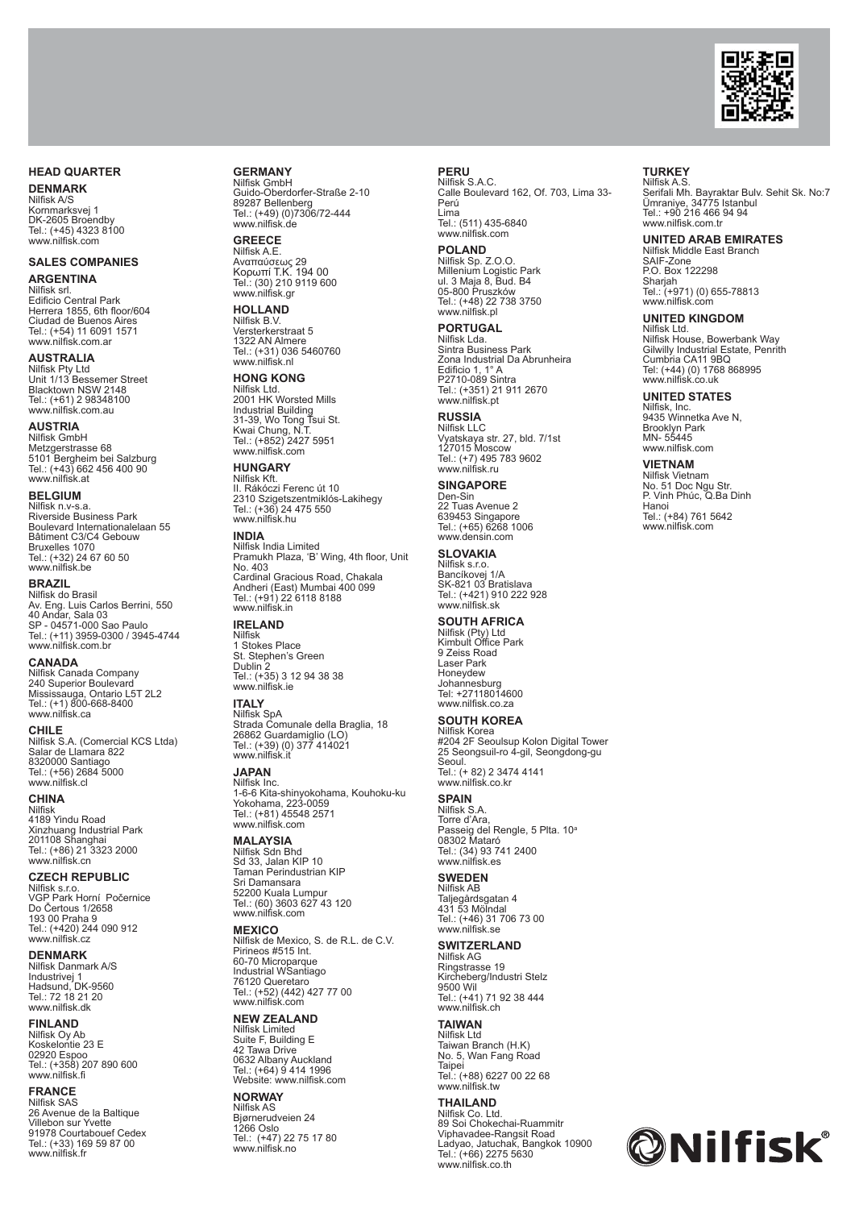## HEAD QUARTER

**DENMARK**
Nilfisk A/S
Kornmarksvej 1
DK-2605 Broendby
Tel.: (+45) 4323 8100
www.nilfisk.com

## SALES COMPANIES

**ARGENTINA**
Nilfisk srl.
Edificio Central Park
Herrera 1855, 6th floor/604
Ciudad de Buenos Aires
Tel.: (+54) 11 6091 1571
www.nilfisk.com.ar

**AUSTRALIA**
Nilfisk Pty Ltd
Unit 1/13 Bessemer Street
Blacktown NSW 2148
Tel.: (+61) 2 98348100
www.nilfisk.com.au

**AUSTRIA**
Nilfisk GmbH
Metzgerstrasse 68
5101 Bergheim bei Salzburg
Tel.: (+43) 662 456 400 90
www.nilfisk.at

**BELGIUM**
Nilfisk n.v-s.a.
Riverside Business Park
Boulevard Internationalelaan 55
Bâtiment C3/C4 Gebouw
Bruxelles 1070
Tel.: (+32) 24 67 60 50
www.nilfisk.be

**BRAZIL**
Nilfisk do Brasil
Av. Eng. Luis Carlos Berrini, 550
40 Andar, Sala 03
SP - 04571-000 Sao Paulo
Tel.: (+11) 3959-0300 / 3945-4744
www.nilfisk.com.br

**CANADA**
Nilfisk Canada Company
240 Superior Boulevard
Mississauga, Ontario L5T 2L2
Tel.: (+1) 800-668-8400
www.nilfisk.ca

**CHILE**
Nilfisk S.A. (Comercial KCS Ltda)
Salar de Llamara 822
8320000 Santiago
Tel.: (+56) 2684 5000
www.nilfisk.cl

**CHINA**
Nilfisk
4189 Yindu Road
Xinzhuang Industrial Park
201108 Shanghai
Tel.: (+86) 21 3323 2000
www.nilfisk.cn

**CZECH REPUBLIC**
Nilfisk s.r.o.
VGP Park Horní Počernice
Do Čertous 1/2658
193 00 Praha 9
Tel.: (+420) 244 090 912
www.nilfisk.cz

**DENMARK**
Nilfisk Danmark A/S
Industrivej 1
Hadsund, DK-9560
Tel.: 72 18 21 20
www.nilfisk.dk

**FINLAND**
Nilfisk Oy Ab
Koskelontie 23 E
02920 Espoo
Tel.: (+358) 207 890 600
www.nilfisk.fi

**FRANCE**
Nilfisk SAS
26 Avenue de la Baltique
Villebon sur Yvette
91978 Courtabouef Cedex
Tel.: (+33) 169 59 87 00
www.nilfisk.fr

**GERMANY**
Nilfisk GmbH
Guido-Oberdorfer-Straße 2-10
89287 Bellenberg
Tel.: (+49) (0)7306/72-444
www.nilfisk.de

**GREECE**
Nilfisk A.E.
Αναπαύσεως 29
Κορωπί Τ.Κ. 194 00
Tel.: (30) 210 9119 600
www.nilfisk.gr

**HOLLAND**
Nilfisk B.V.
Versterkerstraat 5
1322 AN Almere
Tel.: (+31) 036 5460760
www.nilfisk.nl

**HONG KONG**
Nilfisk Ltd.
2001 HK Worsted Mills
Industrial Building
31-39, Wo Tong Tsui St.
Kwai Chung, N.T.
Tel.: (+852) 2427 5951
www.nilfisk.com

**HUNGARY**
Nilfisk Kft.
II. Rákóczi Ferenc út 10
2310 Szigetszentmiklós-Lakihegy
Tel.: (+36) 24 475 550
www.nilfisk.hu

**INDIA**
Nilfisk India Limited
Pramukh Plaza, 'B' Wing, 4th floor, Unit No. 403
Cardinal Gracious Road, Chakala
Andheri (East) Mumbai 400 099
Tel.: (+91) 22 6118 8188
www.nilfisk.in

**IRELAND**
Nilfisk
1 Stokes Place
St. Stephen's Green
Dublin 2
Tel.: (+35) 3 12 94 38 38
www.nilfisk.ie

**ITALY**
Nilfisk SpA
Strada Comunale della Braglia, 18
26862 Guardamiglio (LO)
Tel.: (+39) (0) 377 414021
www.nilfisk.it

**JAPAN**
Nilfisk Inc.
1-6-6 Kita-shinyokohama, Kouhoku-ku
Yokohama, 223-0059
Tel.: (+81) 45548 2571
www.nilfisk.com

**MALAYSIA**
Nilfisk Sdn Bhd
Sd 33, Jalan KIP 10
Taman Perindustrian KIP
Sri Damansara
52200 Kuala Lumpur
Tel.: (60) 3603 627 43 120
www.nilfisk.com

**MEXICO**
Nilfisk de Mexico, S. de R.L. de C.V.
Pirineos #515 Int.
60-70 Microparque
Industrial WSantiago
76120 Queretaro
Tel.: (+52) (442) 427 77 00
www.nilfisk.com

**NEW ZEALAND**
Nilfisk Limited
Suite F, Building E
42 Tawa Drive
0632 Albany Auckland
Tel.: (+64) 9 414 1996
Website: www.nilfisk.com

**NORWAY**
Nilfisk AS
Bjørnerudveien 24
1266 Oslo
Tel.: (+47) 22 75 17 80
www.nilfisk.no

**PERU**
Nilfisk S.A.C.
Calle Boulevard 162, Of. 703, Lima 33-Perú
Lima
Tel.: (511) 435-6840
www.nilfisk.com

**POLAND**
Nilfisk Sp. Z.O.O.
Millenium Logistic Park
ul. 3 Maja 8, Bud. B4
05-800 Pruszków
Tel.: (+48) 22 738 3750
www.nilfisk.pl

**PORTUGAL**
Nilfisk Lda.
Sintra Business Park
Zona Industrial Da Abrunheira
Edificio 1, 1° A
P2710-089 Sintra
Tel.: (+351) 21 911 2670
www.nilfisk.pt

**RUSSIA**
Nilfisk LLC
Vyatskaya str. 27, bld. 7/1st
127015 Moscow
Tel.: (+7) 495 783 9602
www.nilfisk.ru

**SINGAPORE**
Den-Sin
22 Tuas Avenue 2
639453 Singapore
Tel.: (+65) 6268 1006
www.densin.com

**SLOVAKIA**
Nilfisk s.r.o.
Bancíkovej 1/A
SK-821 03 Bratislava
Tel.: (+421) 910 222 928
www.nilfisk.sk

**SOUTH AFRICA**
Nilfisk (Pty) Ltd
Kimbult Office Park
9 Zeiss Road
Laser Park
Honeydew
Johannesburg
Tel: +27118014600
www.nilfisk.co.za

**SOUTH KOREA**
Nilfisk Korea
#204 2F Seoulsup Kolon Digital Tower
25 Seongsuil-ro 4-gil, Seongdong-gu
Seoul.
Tel.: (+ 82) 2 3474 4141
www.nilfisk.co.kr

**SPAIN**
Nilfisk S.A.
Torre d'Ara,
Passeig del Rengle, 5 Plta. 10ª
08302 Mataró
Tel.: (34) 93 741 2400
www.nilfisk.es

**SWEDEN**
Nilfisk AB
Taljegårdsgatan 4
431 53 Mölndal
Tel.: (+46) 31 706 73 00
www.nilfisk.se

**SWITZERLAND**
Nilfisk AG
Ringstrasse 19
Kircheberg/Industri Stelz
9500 Wil
Tel.: (+41) 71 92 38 444
www.nilfisk.ch

**TAIWAN**
Nilfisk Ltd
Taiwan Branch (H.K)
No. 5, Wan Fang Road
Taipei
Tel.: (+88) 6227 00 22 68
www.nilfisk.tw

**THAILAND**
Nilfisk Co. Ltd.
89 Soi Chokechai-Ruammitr
Viphavadee-Rangsit Road
Ladyao, Jatuchak, Bangkok 10900
Tel.: (+66) 2275 5630
www.nilfisk.co.th

**TURKEY**
Nilfisk A.S.
Serifali Mh. Bayraktar Bulv. Sehit Sk. No:7
Ümraniye, 34775 Istanbul
Tel.: +90 216 466 94 94
www.nilfisk.com.tr

**UNITED ARAB EMIRATES**
Nilfisk Middle East Branch
SAIF-Zone
P.O. Box 122298
Sharjah
Tel.: (+971) (0) 655-78813
www.nilfisk.com

**UNITED KINGDOM**
Nilfisk Ltd.
Nilfisk House, Bowerbank Way
Gilwilly Industrial Estate, Penrith
Cumbria CA11 9BQ
Tel: (+44) (0) 1768 868995
www.nilfisk.co.uk

**UNITED STATES**
Nilfisk, Inc.
9435 Winnetka Ave N,
Brooklyn Park
MN- 55445
www.nilfisk.com

**VIETNAM**
Nilfisk Vietnam
No. 51 Doc Ngu Str.
P. Vinh Phúc, Q.Ba Dinh
Hanoi
Tel.: (+84) 761 5642
www.nilfisk.com

Nilfisk®